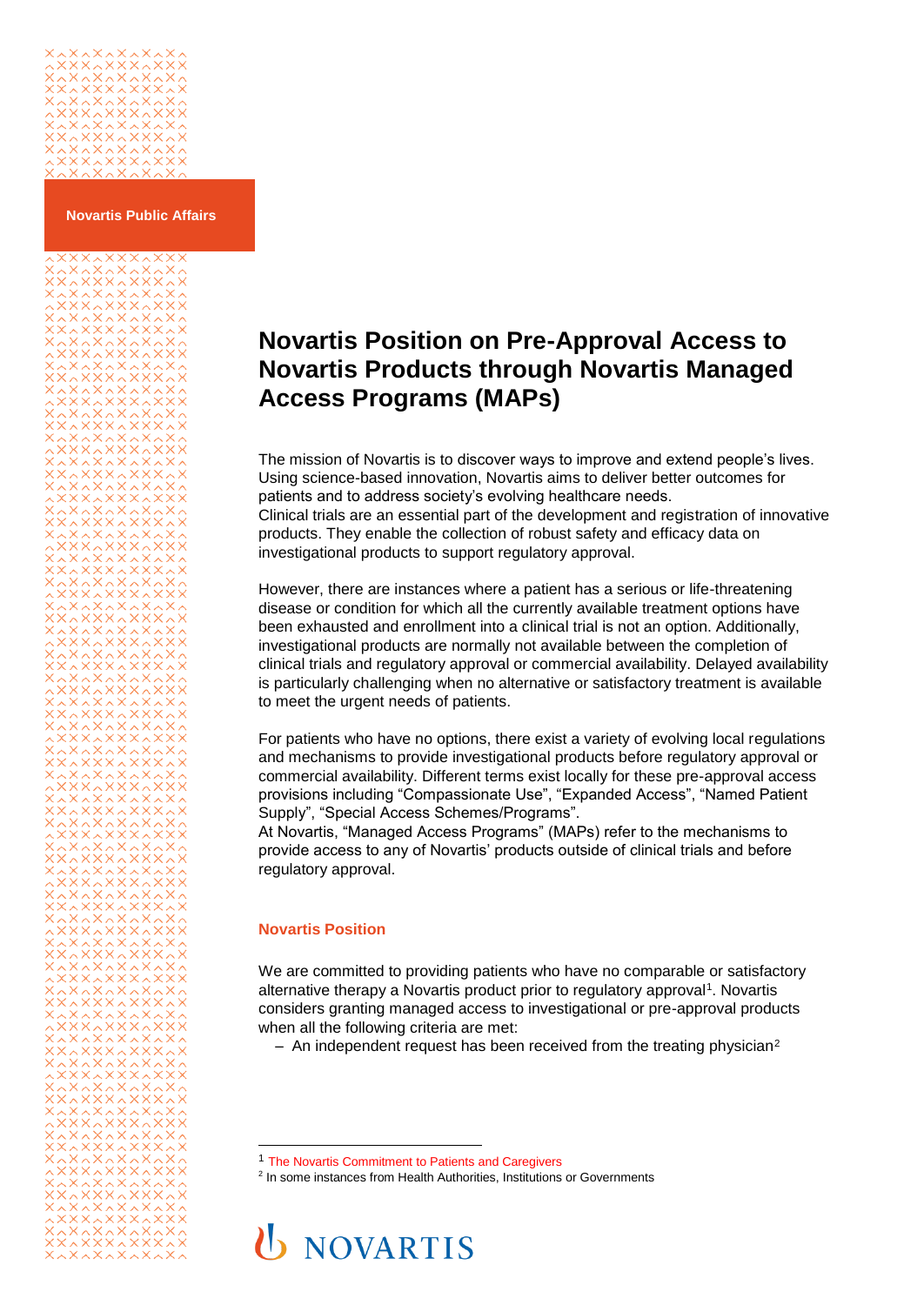Novartis Public Affairs

# Novartis Position on Pre-Approval Access to Novartis Products through Novartis Managed Access Programs (MAPs)

The mission of Novartis is to discover ways to improve and extend people's lives. Using science-based innovation, Novartis aims to deliver better outcomes for patients and to address society's evolving healthcare needs.
Clinical trials are an essential part of the development and registration of innovative products. They enable the collection of robust safety and efficacy data on investigational products to support regulatory approval.

However, there are instances where a patient has a serious or life-threatening disease or condition for which all the currently available treatment options have been exhausted and enrollment into a clinical trial is not an option. Additionally, investigational products are normally not available between the completion of clinical trials and regulatory approval or commercial availability. Delayed availability is particularly challenging when no alternative or satisfactory treatment is available to meet the urgent needs of patients.

For patients who have no options, there exist a variety of evolving local regulations and mechanisms to provide investigational products before regulatory approval or commercial availability. Different terms exist locally for these pre-approval access provisions including "Compassionate Use", "Expanded Access", "Named Patient Supply", "Special Access Schemes/Programs".
At Novartis, "Managed Access Programs" (MAPs) refer to the mechanisms to provide access to any of Novartis' products outside of clinical trials and before regulatory approval.

## Novartis Position

We are committed to providing patients who have no comparable or satisfactory alternative therapy a Novartis product prior to regulatory approval[1]. Novartis considers granting managed access to investigational or pre-approval products when all the following criteria are met:

- An independent request has been received from the treating physician[2]

---

[1] The Novartis Commitment to Patients and Caregivers

[2] In some instances from Health Authorities, Institutions or Governments

NOVARTIS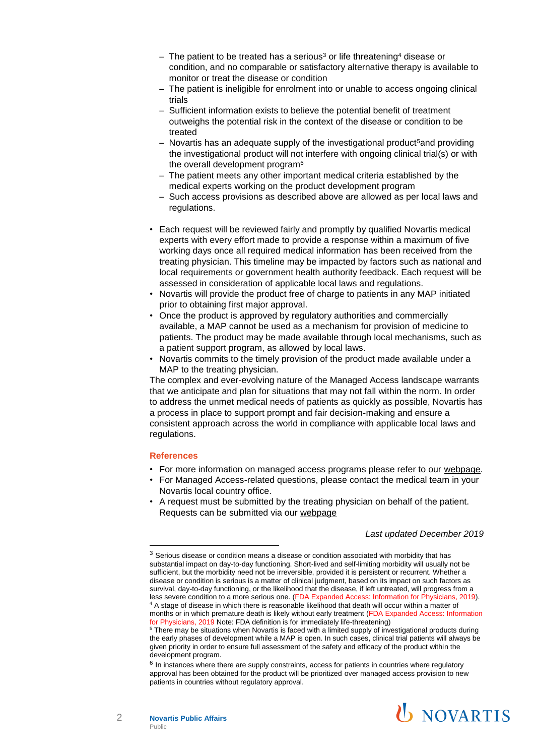- The patient to be treated has a serious[3] or life threatening[4] disease or condition, and no comparable or satisfactory alternative therapy is available to monitor or treat the disease or condition
  - The patient is ineligible for enrolment into or unable to access ongoing clinical trials
  - Sufficient information exists to believe the potential benefit of treatment outweighs the potential risk in the context of the disease or condition to be treated
  - Novartis has an adequate supply of the investigational product[5]and providing the investigational product will not interfere with ongoing clinical trial(s) or with the overall development program[6]
  - The patient meets any other important medical criteria established by the medical experts working on the product development program
  - Such access provisions as described above are allowed as per local laws and regulations.

- Each request will be reviewed fairly and promptly by qualified Novartis medical experts with every effort made to provide a response within a maximum of five working days once all required medical information has been received from the treating physician. This timeline may be impacted by factors such as national and local requirements or government health authority feedback. Each request will be assessed in consideration of applicable local laws and regulations.
- Novartis will provide the product free of charge to patients in any MAP initiated prior to obtaining first major approval.
- Once the product is approved by regulatory authorities and commercially available, a MAP cannot be used as a mechanism for provision of medicine to patients. The product may be made available through local mechanisms, such as a patient support program, as allowed by local laws.
- Novartis commits to the timely provision of the product made available under a MAP to the treating physician.

The complex and ever-evolving nature of the Managed Access landscape warrants that we anticipate and plan for situations that may not fall within the norm. In order to address the unmet medical needs of patients as quickly as possible, Novartis has a process in place to support prompt and fair decision-making and ensure a consistent approach across the world in compliance with applicable local laws and regulations.

## References

- For more information on managed access programs please refer to our webpage.
- For Managed Access-related questions, please contact the medical team in your Novartis local country office.
- A request must be submitted by the treating physician on behalf of the patient. Requests can be submitted via our webpage

*Last updated December 2019*

---

[3] Serious disease or condition means a disease or condition associated with morbidity that has substantial impact on day-to-day functioning. Short-lived and self-limiting morbidity will usually not be sufficient, but the morbidity need not be irreversible, provided it is persistent or recurrent. Whether a disease or condition is serious is a matter of clinical judgment, based on its impact on such factors as survival, day-to-day functioning, or the likelihood that the disease, if left untreated, will progress from a less severe condition to a more serious one. (FDA Expanded Access: Information for Physicians, 2019).

[4] A stage of disease in which there is reasonable likelihood that death will occur within a matter of months or in which premature death is likely without early treatment (FDA Expanded Access: Information for Physicians, 2019 Note: FDA definition is for immediately life-threatening)

[5] There may be situations when Novartis is faced with a limited supply of investigational products during the early phases of development while a MAP is open. In such cases, clinical trial patients will always be given priority in order to ensure full assessment of the safety and efficacy of the product within the development program.

[6] In instances where there are supply constraints, access for patients in countries where regulatory approval has been obtained for the product will be prioritized over managed access provision to new patients in countries without regulatory approval.